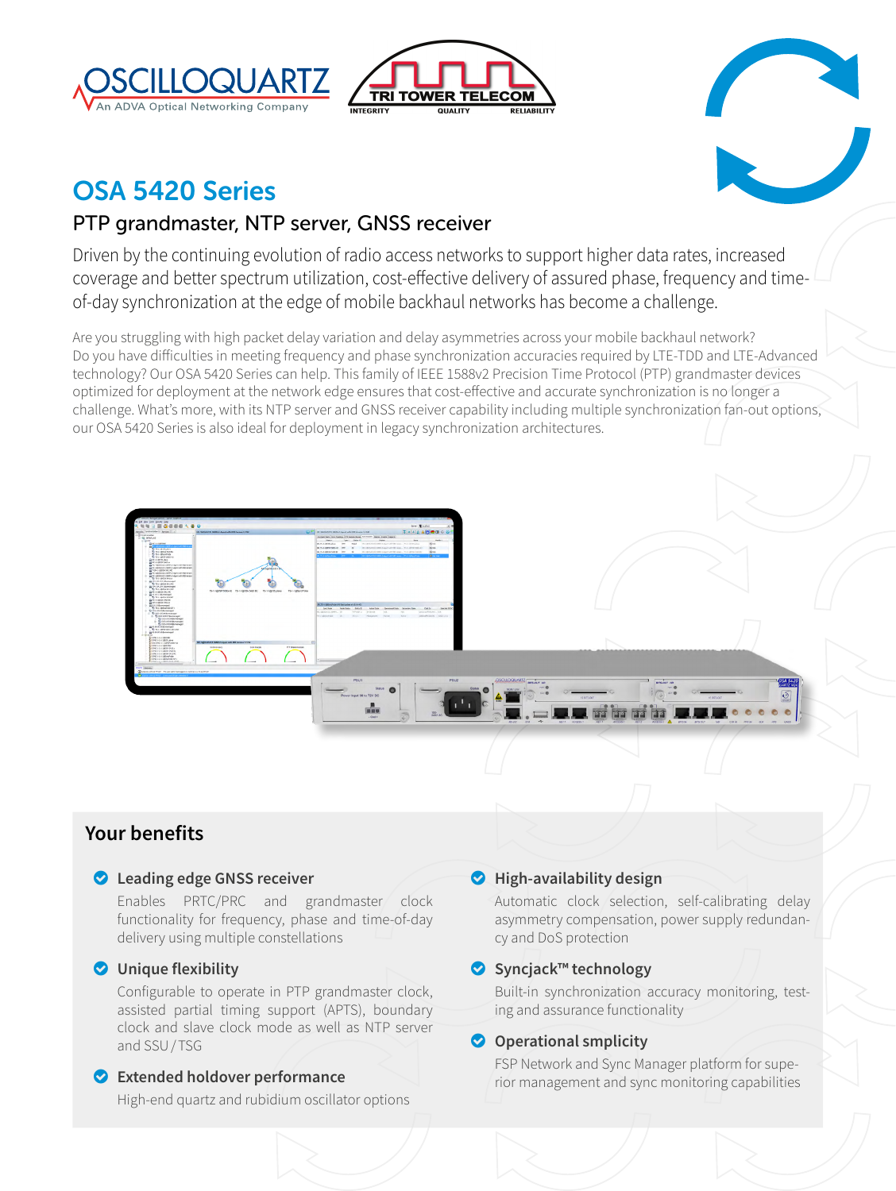# OSA 5420 Series

## PTP grandmaster, NTP server, GNSS receiver

Driven by the continuing evolution of radio access networks to support higher data rates, increased coverage and better spectrum utilization, cost-effective delivery of assured phase, frequency and time-of-day synchronization at the edge of mobile backhaul networks has become a challenge.

Are you struggling with high packet delay variation and delay asymmetries across your mobile backhaul network? Do you have difficulties in meeting frequency and phase synchronization accuracies required by LTE-TDD and LTE-Advanced technology? Our OSA 5420 Series can help. This family of IEEE 1588v2 Precision Time Protocol (PTP) grandmaster devices optimized for deployment at the network edge ensures that cost-effective and accurate synchronization is no longer a challenge. What's more, with its NTP server and GNSS receiver capability including multiple synchronization fan-out options, our OSA 5420 Series is also ideal for deployment in legacy synchronization architectures.

## Your benefits

- **Leading edge GNSS receiver**
  Enables PRTC/PRC and grandmaster clock functionality for frequency, phase and time-of-day delivery using multiple constellations

- **Unique flexibility**
  Configurable to operate in PTP grandmaster clock, assisted partial timing support (APTS), boundary clock and slave clock mode as well as NTP server and SSU / TSG

- **Extended holdover performance**
  High-end quartz and rubidium oscillator options

- **High-availability design**
  Automatic clock selection, self-calibrating delay asymmetry compensation, power supply redundancy and DoS protection

- **Syncjack™ technology**
  Built-in synchronization accuracy monitoring, testing and assurance functionality

- **Operational smplicity**
  FSP Network and Sync Manager platform for superior management and sync monitoring capabilities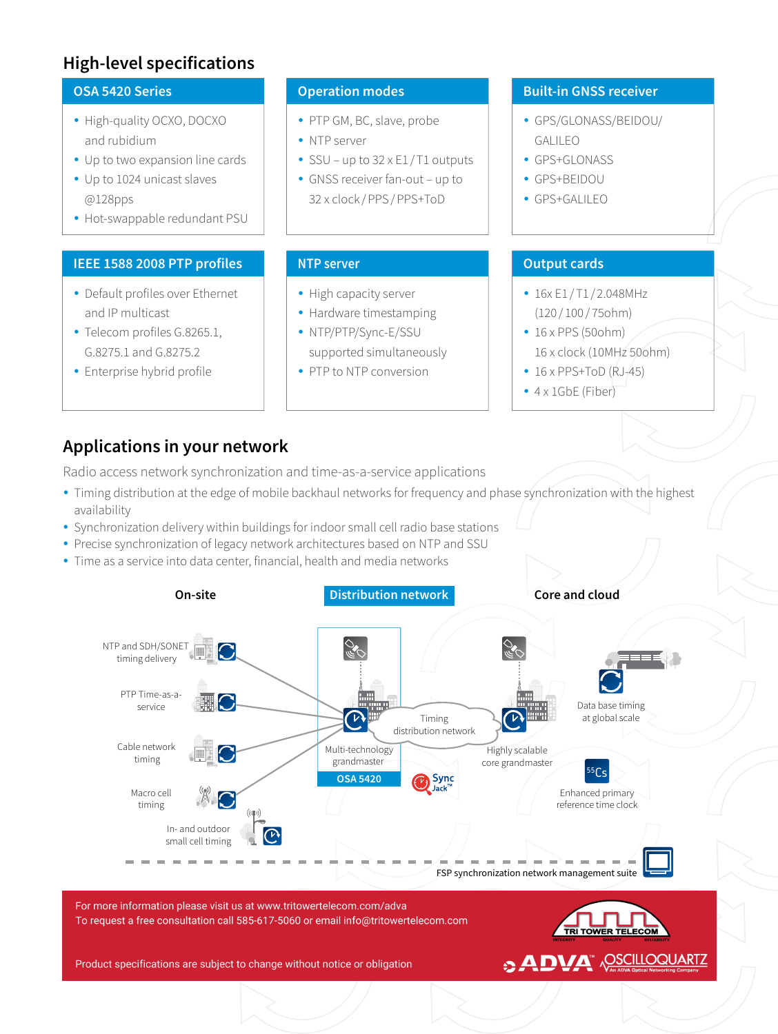## High-level specifications

### OSA 5420 Series

- High-quality OCXO, DOCXO and rubidium
- Up to two expansion line cards
- Up to 1024 unicast slaves @128pps
- Hot-swappable redundant PSU

### Operation modes

- PTP GM, BC, slave, probe
- NTP server
- SSU – up to 32 x E1 / T1 outputs
- GNSS receiver fan-out – up to 32 x clock / PPS / PPS+ToD

### Built-in GNSS receiver

- GPS/GLONASS/BEIDOU/ GALILEO
- GPS+GLONASS
- GPS+BEIDOU
- GPS+GALILEO

### IEEE 1588 2008 PTP profiles

- Default profiles over Ethernet and IP multicast
- Telecom profiles G.8265.1, G.8275.1 and G.8275.2
- Enterprise hybrid profile

### NTP server

- High capacity server
- Hardware timestamping
- NTP/PTP/Sync-E/SSU supported simultaneously
- PTP to NTP conversion

### Output cards

- 16x E1 / T1 / 2.048MHz (120 / 100 / 75ohm)
- 16 x PPS (50ohm) 16 x clock (10MHz 50ohm)
- 16 x PPS+ToD (RJ-45)
- 4 x 1GbE (Fiber)

## Applications in your network

Radio access network synchronization and time-as-a-service applications

- Timing distribution at the edge of mobile backhaul networks for frequency and phase synchronization with the highest availability
- Synchronization delivery within buildings for indoor small cell radio base stations
- Precise synchronization of legacy network architectures based on NTP and SSU
- Time as a service into data center, financial, health and media networks

On-site | Distribution network | Core and cloud

NTP and SDH/SONET timing delivery

PTP Time-as-a-service

Cable network timing

Macro cell timing

In- and outdoor small cell timing

Timing distribution network

Multi-technology grandmaster

OSA 5420

Sync Jack™

Highly scalable core grandmaster

Data base timing at global scale

Enhanced primary reference time clock

FSP synchronization network management suite

For more information please visit us at www.tritowertelecom.com/adva
To request a free consultation call 585-617-5060 or email info@tritowertelecom.com

Product specifications are subject to change without notice or obligation

TRI TOWER TELECOM — INTEGRITY QUALITY RELIABILITY

ADVA OSCILLOQUARTZ — An ADVA Optical Networking Company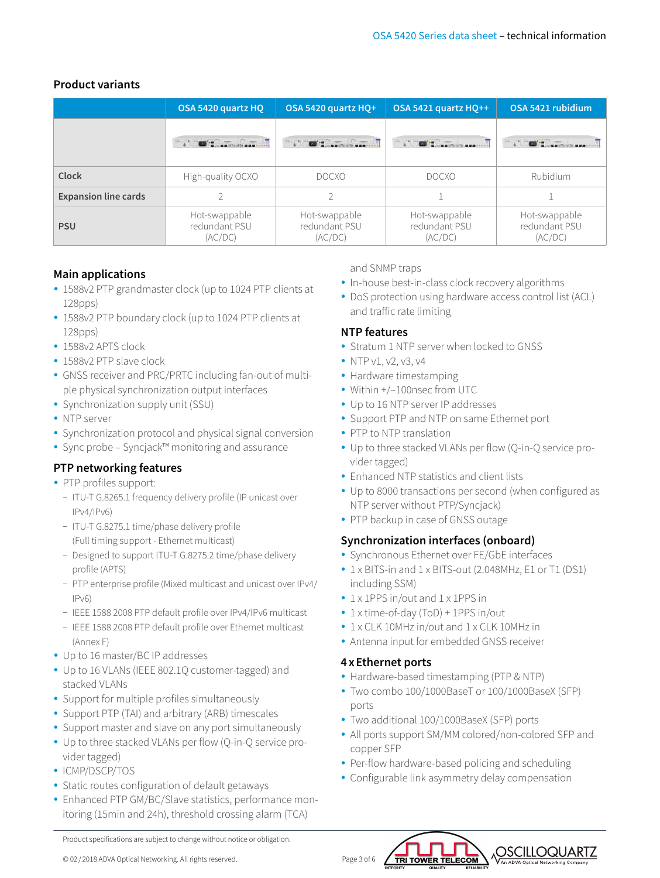## Product variants

| | OSA 5420 quartz HQ | OSA 5420 quartz HQ+ | OSA 5421 quartz HQ++ | OSA 5421 rubidium |
|---|---|---|---|---|
| | | | | |
| **Clock** | High-quality OCXO | DOCXO | DOCXO | Rubidium |
| **Expansion line cards** | 2 | 2 | 1 | 1 |
| **PSU** | Hot-swappable redundant PSU (AC/DC) | Hot-swappable redundant PSU (AC/DC) | Hot-swappable redundant PSU (AC/DC) | Hot-swappable redundant PSU (AC/DC) |

### Main applications

- 1588v2 PTP grandmaster clock (up to 1024 PTP clients at 128pps)
- 1588v2 PTP boundary clock (up to 1024 PTP clients at 128pps)
- 1588v2 APTS clock
- 1588v2 PTP slave clock
- GNSS receiver and PRC/PRTC including fan-out of multiple physical synchronization output interfaces
- Synchronization supply unit (SSU)
- NTP server
- Synchronization protocol and physical signal conversion
- Sync probe – Syncjack™ monitoring and assurance

### PTP networking features

- PTP profiles support:
  - ITU-T G.8265.1 frequency delivery profile (IP unicast over IPv4/IPv6)
  - ITU-T G.8275.1 time/phase delivery profile (Full timing support - Ethernet multicast)
  - Designed to support ITU-T G.8275.2 time/phase delivery profile (APTS)
  - PTP enterprise profile (Mixed multicast and unicast over IPv4/IPv6)
  - IEEE 1588 2008 PTP default profile over IPv4/IPv6 multicast
  - IEEE 1588 2008 PTP default profile over Ethernet multicast (Annex F)
- Up to 16 master/BC IP addresses
- Up to 16 VLANs (IEEE 802.1Q customer-tagged) and stacked VLANs
- Support for multiple profiles simultaneously
- Support PTP (TAI) and arbitrary (ARB) timescales
- Support master and slave on any port simultaneously
- Up to three stacked VLANs per flow (Q-in-Q service provider tagged)
- ICMP/DSCP/TOS
- Static routes configuration of default getaways
- Enhanced PTP GM/BC/Slave statistics, performance monitoring (15min and 24h), threshold crossing alarm (TCA) and SNMP traps
- In-house best-in-class clock recovery algorithms
- DoS protection using hardware access control list (ACL) and traffic rate limiting

### NTP features

- Stratum 1 NTP server when locked to GNSS
- NTP v1, v2, v3, v4
- Hardware timestamping
- Within +/–100nsec from UTC
- Up to 16 NTP server IP addresses
- Support PTP and NTP on same Ethernet port
- PTP to NTP translation
- Up to three stacked VLANs per flow (Q-in-Q service provider tagged)
- Enhanced NTP statistics and client lists
- Up to 8000 transactions per second (when configured as NTP server without PTP/Syncjack)
- PTP backup in case of GNSS outage

### Synchronization interfaces (onboard)

- Synchronous Ethernet over FE/GbE interfaces
- 1 x BITS-in and 1 x BITS-out (2.048MHz, E1 or T1 (DS1) including SSM)
- 1 x 1PPS in/out and 1 x 1PPS in
- 1 x time-of-day (ToD) + 1PPS in/out
- 1 x CLK 10MHz in/out and 1 x CLK 10MHz in
- Antenna input for embedded GNSS receiver

### 4 x Ethernet ports

- Hardware-based timestamping (PTP & NTP)
- Two combo 100/1000BaseT or 100/1000BaseX (SFP) ports
- Two additional 100/1000BaseX (SFP) ports
- All ports support SM/MM colored/non-colored SFP and copper SFP
- Per-flow hardware-based policing and scheduling
- Configurable link asymmetry delay compensation

Product specifications are subject to change without notice or obligation.

© 02 / 2018 ADVA Optical Networking. All rights reserved.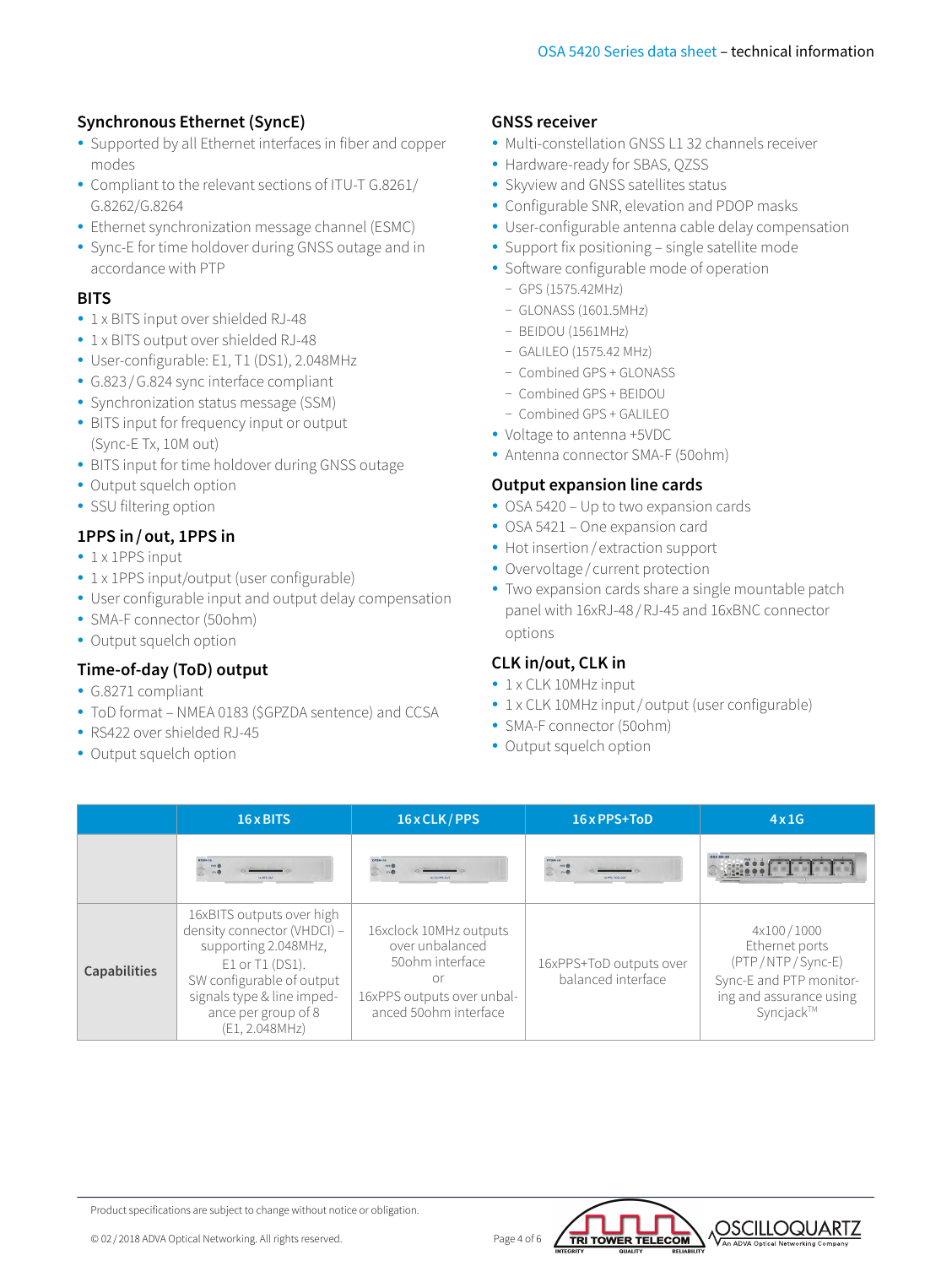## Synchronous Ethernet (SyncE)

- Supported by all Ethernet interfaces in fiber and copper modes
- Compliant to the relevant sections of ITU-T G.8261/G.8262/G.8264
- Ethernet synchronization message channel (ESMC)
- Sync-E for time holdover during GNSS outage and in accordance with PTP

## BITS

- 1 x BITS input over shielded RJ-48
- 1 x BITS output over shielded RJ-48
- User-configurable: E1, T1 (DS1), 2.048MHz
- G.823 / G.824 sync interface compliant
- Synchronization status message (SSM)
- BITS input for frequency input or output (Sync-E Tx, 10M out)
- BITS input for time holdover during GNSS outage
- Output squelch option
- SSU filtering option

## 1PPS in / out, 1PPS in

- 1 x 1PPS input
- 1 x 1PPS input/output (user configurable)
- User configurable input and output delay compensation
- SMA-F connector (50ohm)
- Output squelch option

## Time-of-day (ToD) output

- G.8271 compliant
- ToD format – NMEA 0183 ($GPZDA sentence) and CCSA
- RS422 over shielded RJ-45
- Output squelch option

## GNSS receiver

- Multi-constellation GNSS L1 32 channels receiver
- Hardware-ready for SBAS, QZSS
- Skyview and GNSS satellites status
- Configurable SNR, elevation and PDOP masks
- User-configurable antenna cable delay compensation
- Support fix positioning – single satellite mode
- Software configurable mode of operation
  - GPS (1575.42MHz)
  - GLONASS (1601.5MHz)
  - BEIDOU (1561MHz)
  - GALILEO (1575.42 MHz)
  - Combined GPS + GLONASS
  - Combined GPS + BEIDOU
  - Combined GPS + GALILEO
- Voltage to antenna +5VDC
- Antenna connector SMA-F (50ohm)

## Output expansion line cards

- OSA 5420 – Up to two expansion cards
- OSA 5421 – One expansion card
- Hot insertion / extraction support
- Overvoltage / current protection
- Two expansion cards share a single mountable patch panel with 16xRJ-48 / RJ-45 and 16xBNC connector options

## CLK in/out, CLK in

- 1 x CLK 10MHz input
- 1 x CLK 10MHz input / output (user configurable)
- SMA-F connector (50ohm)
- Output squelch option

| | 16 x BITS | 16 x CLK / PPS | 16 x PPS+ToD | 4 x 1G |
|---|---|---|---|---|
| | | | | |
| **Capabilities** | 16xBITS outputs over high density connector (VHDCI) – supporting 2.048MHz, E1 or T1 (DS1). SW configurable of output signals type & line impedance per group of 8 (E1, 2.048MHz) | 16xclock 10MHz outputs over unbalanced 50ohm interface or 16xPPS outputs over unbalanced 50ohm interface | 16xPPS+ToD outputs over balanced interface | 4x100 / 1000 Ethernet ports (PTP / NTP / Sync-E) Sync-E and PTP monitoring and assurance using Syncjack™ |

Product specifications are subject to change without notice or obligation.

© 02 / 2018 ADVA Optical Networking. All rights reserved.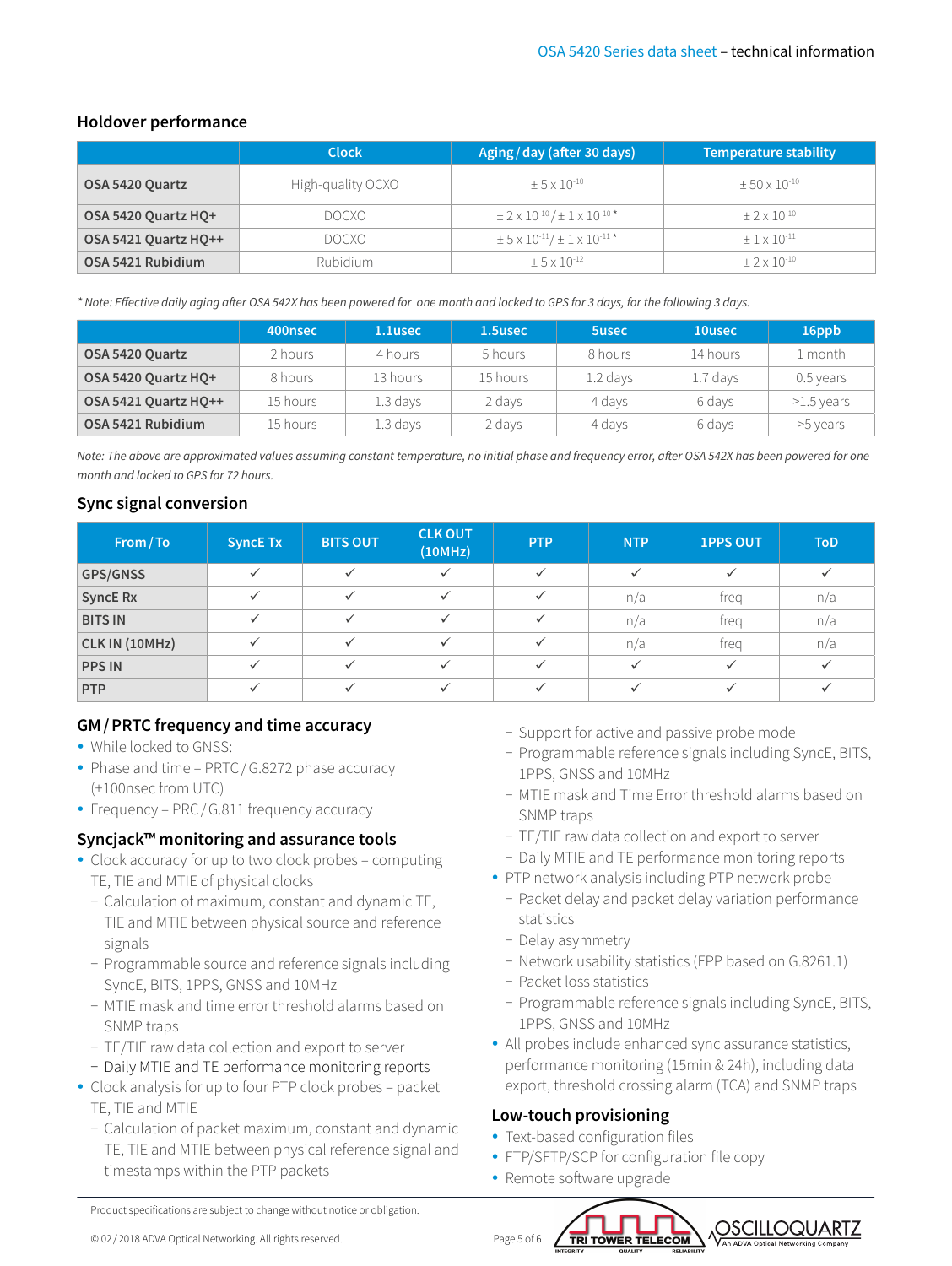## Holdover performance

| | Clock | Aging / day (after 30 days) | Temperature stability |
|---|---|---|---|
| **OSA 5420 Quartz** | High-quality OCXO | $\pm 5 \times 10^{-10}$ | $\pm 50 \times 10^{-10}$ |
| **OSA 5420 Quartz HQ+** | DOCXO | $\pm 2 \times 10^{-10}$ / $\pm 1 \times 10^{-10}$ * | $\pm 2 \times 10^{-10}$ |
| **OSA 5421 Quartz HQ++** | DOCXO | $\pm 5 \times 10^{-11}$ / $\pm 1 \times 10^{-11}$ * | $\pm 1 \times 10^{-11}$ |
| **OSA 5421 Rubidium** | Rubidium | $\pm 5 \times 10^{-12}$ | $\pm 2 \times 10^{-10}$ |

*\* Note: Effective daily aging after OSA 542X has been powered for one month and locked to GPS for 3 days, for the following 3 days.*

| | 400nsec | 1.1usec | 1.5usec | 5usec | 10usec | 16ppb |
|---|---|---|---|---|---|---|
| **OSA 5420 Quartz** | 2 hours | 4 hours | 5 hours | 8 hours | 14 hours | 1 month |
| **OSA 5420 Quartz HQ+** | 8 hours | 13 hours | 15 hours | 1.2 days | 1.7 days | 0.5 years |
| **OSA 5421 Quartz HQ++** | 15 hours | 1.3 days | 2 days | 4 days | 6 days | >1.5 years |
| **OSA 5421 Rubidium** | 15 hours | 1.3 days | 2 days | 4 days | 6 days | >5 years |

*Note: The above are approximated values assuming constant temperature, no initial phase and frequency error, after OSA 542X has been powered for one month and locked to GPS for 72 hours.*

## Sync signal conversion

| From / To | SyncE Tx | BITS OUT | CLK OUT (10MHz) | PTP | NTP | 1PPS OUT | ToD |
|---|---|---|---|---|---|---|---|
| **GPS/GNSS** | ✓ | ✓ | ✓ | ✓ | ✓ | ✓ | ✓ |
| **SyncE Rx** | ✓ | ✓ | ✓ | ✓ | n/a | freq | n/a |
| **BITS IN** | ✓ | ✓ | ✓ | ✓ | n/a | freq | n/a |
| **CLK IN (10MHz)** | ✓ | ✓ | ✓ | ✓ | n/a | freq | n/a |
| **PPS IN** | ✓ | ✓ | ✓ | ✓ | ✓ | ✓ | ✓ |
| **PTP** | ✓ | ✓ | ✓ | ✓ | ✓ | ✓ | ✓ |

## GM / PRTC frequency and time accuracy

- While locked to GNSS:
- Phase and time – PRTC / G.8272 phase accuracy (±100nsec from UTC)
- Frequency – PRC / G.811 frequency accuracy

## Syncjack™ monitoring and assurance tools

- Clock accuracy for up to two clock probes – computing TE, TIE and MTIE of physical clocks
  - Calculation of maximum, constant and dynamic TE, TIE and MTIE between physical source and reference signals
  - Programmable source and reference signals including SyncE, BITS, 1PPS, GNSS and 10MHz
  - MTIE mask and time error threshold alarms based on SNMP traps
  - TE/TIE raw data collection and export to server
  - Daily MTIE and TE performance monitoring reports
- Clock analysis for up to four PTP clock probes – packet TE, TIE and MTIE
  - Calculation of packet maximum, constant and dynamic TE, TIE and MTIE between physical reference signal and timestamps within the PTP packets
  - Support for active and passive probe mode
  - Programmable reference signals including SyncE, BITS, 1PPS, GNSS and 10MHz
  - MTIE mask and Time Error threshold alarms based on SNMP traps
  - TE/TIE raw data collection and export to server
  - Daily MTIE and TE performance monitoring reports
- PTP network analysis including PTP network probe
  - Packet delay and packet delay variation performance statistics
  - Delay asymmetry
  - Network usability statistics (FPP based on G.8261.1)
  - Packet loss statistics
  - Programmable reference signals including SyncE, BITS, 1PPS, GNSS and 10MHz
- All probes include enhanced sync assurance statistics, performance monitoring (15min & 24h), including data export, threshold crossing alarm (TCA) and SNMP traps

## Low-touch provisioning

- Text-based configuration files
- FTP/SFTP/SCP for configuration file copy
- Remote software upgrade

Product specifications are subject to change without notice or obligation.

© 02 / 2018 ADVA Optical Networking. All rights reserved.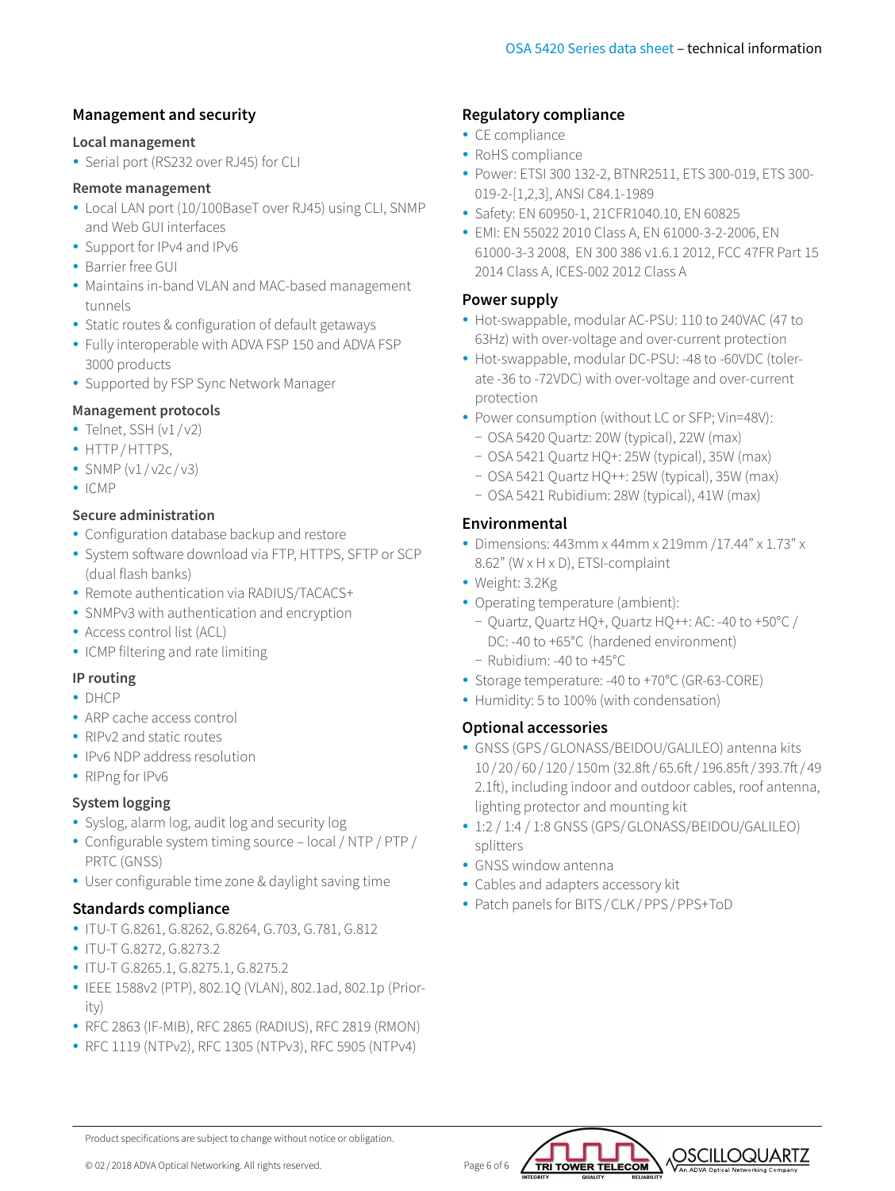## Management and security

### Local management

- Serial port (RS232 over RJ45) for CLI

### Remote management

- Local LAN port (10/100BaseT over RJ45) using CLI, SNMP and Web GUI interfaces
- Support for IPv4 and IPv6
- Barrier free GUI
- Maintains in-band VLAN and MAC-based management tunnels
- Static routes & configuration of default getaways
- Fully interoperable with ADVA FSP 150 and ADVA FSP 3000 products
- Supported by FSP Sync Network Manager

### Management protocols

- Telnet, SSH (v1 / v2)
- HTTP / HTTPS,
- SNMP (v1 / v2c / v3)
- ICMP

### Secure administration

- Configuration database backup and restore
- System software download via FTP, HTTPS, SFTP or SCP (dual flash banks)
- Remote authentication via RADIUS/TACACS+
- SNMPv3 with authentication and encryption
- Access control list (ACL)
- ICMP filtering and rate limiting

### IP routing

- DHCP
- ARP cache access control
- RIPv2 and static routes
- IPv6 NDP address resolution
- RIPng for IPv6

### System logging

- Syslog, alarm log, audit log and security log
- Configurable system timing source – local / NTP / PTP / PRTC (GNSS)
- User configurable time zone & daylight saving time

## Standards compliance

- ITU-T G.8261, G.8262, G.8264, G.703, G.781, G.812
- ITU-T G.8272, G.8273.2
- ITU-T G.8265.1, G.8275.1, G.8275.2
- IEEE 1588v2 (PTP), 802.1Q (VLAN), 802.1ad, 802.1p (Priority)
- RFC 2863 (IF-MIB), RFC 2865 (RADIUS), RFC 2819 (RMON)
- RFC 1119 (NTPv2), RFC 1305 (NTPv3), RFC 5905 (NTPv4)

## Regulatory compliance

- CE compliance
- RoHS compliance
- Power: ETSI 300 132-2, BTNR2511, ETS 300-019, ETS 300-019-2-[1,2,3], ANSI C84.1-1989
- Safety: EN 60950-1, 21CFR1040.10, EN 60825
- EMI: EN 55022 2010 Class A, EN 61000-3-2-2006, EN 61000-3-3 2008, EN 300 386 v1.6.1 2012, FCC 47FR Part 15 2014 Class A, ICES-002 2012 Class A

## Power supply

- Hot-swappable, modular AC-PSU: 110 to 240VAC (47 to 63Hz) with over-voltage and over-current protection
- Hot-swappable, modular DC-PSU: -48 to -60VDC (tolerate -36 to -72VDC) with over-voltage and over-current protection
- Power consumption (without LC or SFP; Vin=48V):
  - OSA 5420 Quartz: 20W (typical), 22W (max)
  - OSA 5421 Quartz HQ+: 25W (typical), 35W (max)
  - OSA 5421 Quartz HQ++: 25W (typical), 35W (max)
  - OSA 5421 Rubidium: 28W (typical), 41W (max)

## Environmental

- Dimensions: 443mm x 44mm x 219mm /17.44" x 1.73" x 8.62" (W x H x D), ETSI-complaint
- Weight: 3.2Kg
- Operating temperature (ambient):
  - Quartz, Quartz HQ+, Quartz HQ++: AC: -40 to +50°C / DC: -40 to +65°C (hardened environment)
  - Rubidium: -40 to +45°C
- Storage temperature: -40 to +70°C (GR-63-CORE)
- Humidity: 5 to 100% (with condensation)

## Optional accessories

- GNSS (GPS / GLONASS/BEIDOU/GALILEO) antenna kits 10 / 20 / 60 / 120 / 150m (32.8ft / 65.6ft / 196.85ft / 393.7ft / 492.1ft), including indoor and outdoor cables, roof antenna, lighting protector and mounting kit
- 1:2 / 1:4 / 1:8 GNSS (GPS/ GLONASS/BEIDOU/GALILEO) splitters
- GNSS window antenna
- Cables and adapters accessory kit
- Patch panels for BITS / CLK / PPS / PPS+ToD

Product specifications are subject to change without notice or obligation.

© 02 / 2018 ADVA Optical Networking. All rights reserved.